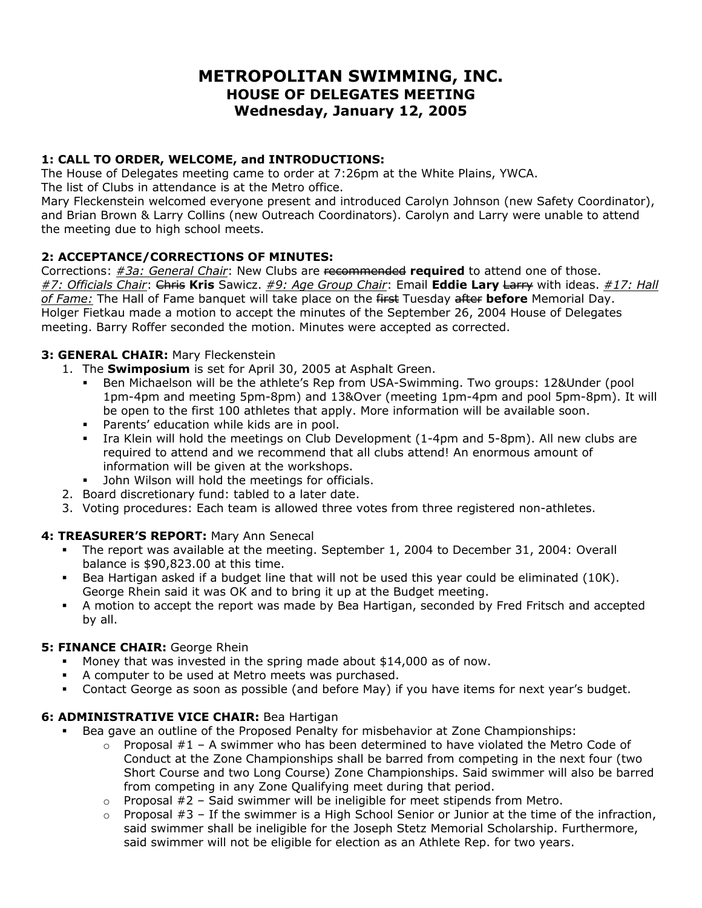# METROPOLITAN SWIMMING, INC.
## HOUSE OF DELEGATES MEETING
## Wednesday, January 12, 2005

**1: CALL TO ORDER, WELCOME, and INTRODUCTIONS:**
The House of Delegates meeting came to order at 7:26pm at the White Plains, YWCA.
The list of Clubs in attendance is at the Metro office.
Mary Fleckenstein welcomed everyone present and introduced Carolyn Johnson (new Safety Coordinator), and Brian Brown & Larry Collins (new Outreach Coordinators). Carolyn and Larry were unable to attend the meeting due to high school meets.

**2: ACCEPTANCE/CORRECTIONS OF MINUTES:**
Corrections: *#3a: General Chair*: New Clubs are ~~recommended~~ **required** to attend one of those. *#7: Officials Chair*: ~~Chris~~ **Kris** Sawicz. *#9: Age Group Chair*: Email **Eddie Lary** ~~Larry~~ with ideas. *#17: Hall of Fame:* The Hall of Fame banquet will take place on the ~~first~~ Tuesday ~~after~~ **before** Memorial Day.
Holger Fietkau made a motion to accept the minutes of the September 26, 2004 House of Delegates meeting. Barry Roffer seconded the motion. Minutes were accepted as corrected.

**3: GENERAL CHAIR:** Mary Fleckenstein

1. The **Swimposium** is set for April 30, 2005 at Asphalt Green.
   - Ben Michaelson will be the athlete's Rep from USA-Swimming. Two groups: 12&Under (pool 1pm-4pm and meeting 5pm-8pm) and 13&Over (meeting 1pm-4pm and pool 5pm-8pm). It will be open to the first 100 athletes that apply. More information will be available soon.
   - Parents' education while kids are in pool.
   - Ira Klein will hold the meetings on Club Development (1-4pm and 5-8pm). All new clubs are required to attend and we recommend that all clubs attend! An enormous amount of information will be given at the workshops.
   - John Wilson will hold the meetings for officials.
2. Board discretionary fund: tabled to a later date.
3. Voting procedures: Each team is allowed three votes from three registered non-athletes.

**4: TREASURER'S REPORT:** Mary Ann Senecal

- The report was available at the meeting. September 1, 2004 to December 31, 2004: Overall balance is $90,823.00 at this time.
- Bea Hartigan asked if a budget line that will not be used this year could be eliminated (10K). George Rhein said it was OK and to bring it up at the Budget meeting.
- A motion to accept the report was made by Bea Hartigan, seconded by Fred Fritsch and accepted by all.

**5: FINANCE CHAIR:** George Rhein

- Money that was invested in the spring made about $14,000 as of now.
- A computer to be used at Metro meets was purchased.
- Contact George as soon as possible (and before May) if you have items for next year's budget.

**6: ADMINISTRATIVE VICE CHAIR:** Bea Hartigan

- Bea gave an outline of the Proposed Penalty for misbehavior at Zone Championships:
  - Proposal #1 – A swimmer who has been determined to have violated the Metro Code of Conduct at the Zone Championships shall be barred from competing in the next four (two Short Course and two Long Course) Zone Championships. Said swimmer will also be barred from competing in any Zone Qualifying meet during that period.
  - Proposal #2 – Said swimmer will be ineligible for meet stipends from Metro.
  - Proposal #3 – If the swimmer is a High School Senior or Junior at the time of the infraction, said swimmer shall be ineligible for the Joseph Stetz Memorial Scholarship. Furthermore, said swimmer will not be eligible for election as an Athlete Rep. for two years.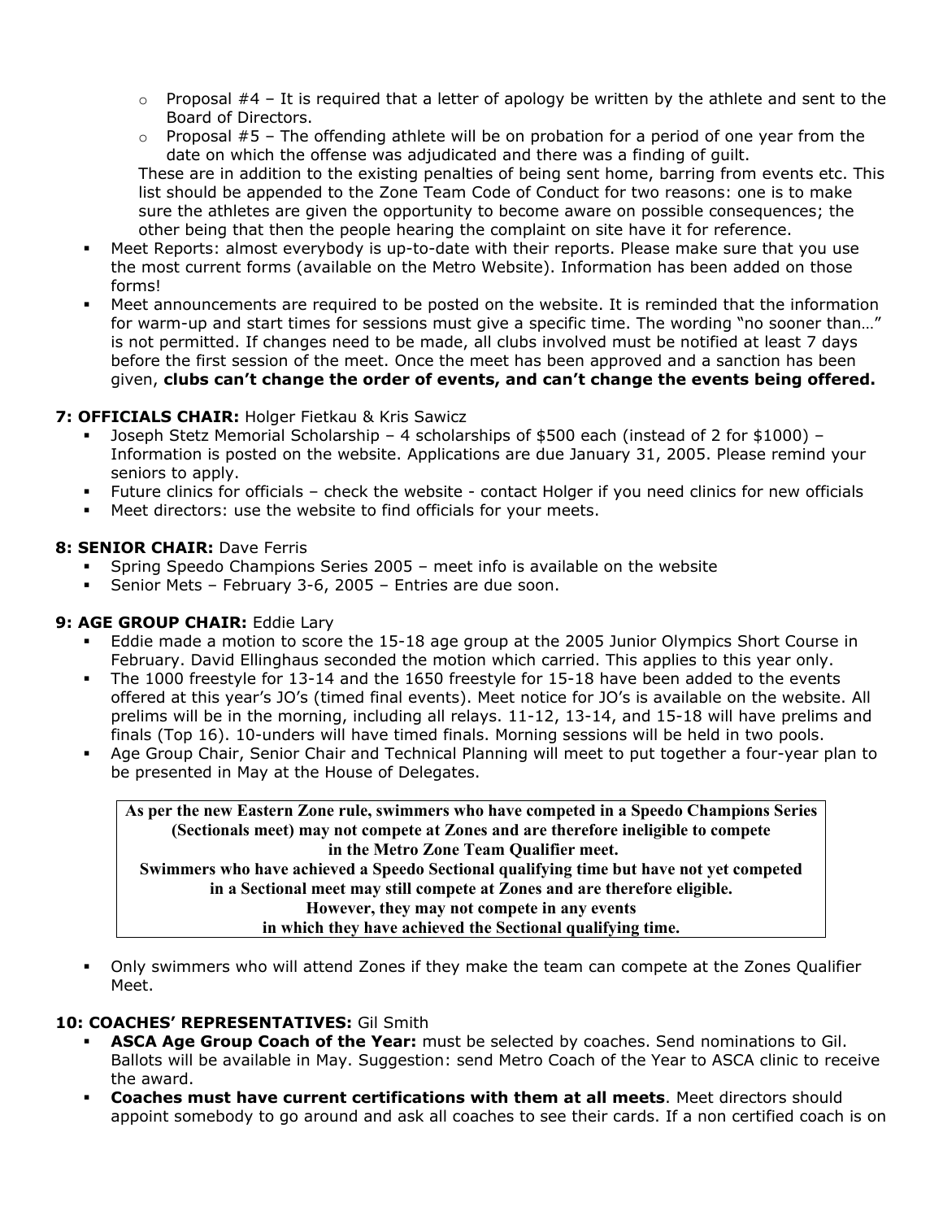- Proposal #4 – It is required that a letter of apology be written by the athlete and sent to the Board of Directors.
   - Proposal #5 – The offending athlete will be on probation for a period of one year from the date on which the offense was adjudicated and there was a finding of guilt.

  These are in addition to the existing penalties of being sent home, barring from events etc. This list should be appended to the Zone Team Code of Conduct for two reasons: one is to make sure the athletes are given the opportunity to become aware on possible consequences; the other being that then the people hearing the complaint on site have it for reference.
- Meet Reports: almost everybody is up-to-date with their reports. Please make sure that you use the most current forms (available on the Metro Website). Information has been added on those forms!
- Meet announcements are required to be posted on the website. It is reminded that the information for warm-up and start times for sessions must give a specific time. The wording "no sooner than…" is not permitted. If changes need to be made, all clubs involved must be notified at least 7 days before the first session of the meet. Once the meet has been approved and a sanction has been given, **clubs can't change the order of events, and can't change the events being offered.**

**7: OFFICIALS CHAIR:** Holger Fietkau & Kris Sawicz

- Joseph Stetz Memorial Scholarship – 4 scholarships of $500 each (instead of 2 for $1000) – Information is posted on the website. Applications are due January 31, 2005. Please remind your seniors to apply.
- Future clinics for officials – check the website - contact Holger if you need clinics for new officials
- Meet directors: use the website to find officials for your meets.

**8: SENIOR CHAIR:** Dave Ferris

- Spring Speedo Champions Series 2005 – meet info is available on the website
- Senior Mets – February 3-6, 2005 – Entries are due soon.

**9: AGE GROUP CHAIR:** Eddie Lary

- Eddie made a motion to score the 15-18 age group at the 2005 Junior Olympics Short Course in February. David Ellinghaus seconded the motion which carried. This applies to this year only.
- The 1000 freestyle for 13-14 and the 1650 freestyle for 15-18 have been added to the events offered at this year's JO's (timed final events). Meet notice for JO's is available on the website. All prelims will be in the morning, including all relays. 11-12, 13-14, and 15-18 will have prelims and finals (Top 16). 10-unders will have timed finals. Morning sessions will be held in two pools.
- Age Group Chair, Senior Chair and Technical Planning will meet to put together a four-year plan to be presented in May at the House of Delegates.

**As per the new Eastern Zone rule, swimmers who have competed in a Speedo Champions Series (Sectionals meet) may not compete at Zones and are therefore ineligible to compete in the Metro Zone Team Qualifier meet.**
**Swimmers who have achieved a Speedo Sectional qualifying time but have not yet competed in a Sectional meet may still compete at Zones and are therefore eligible.**
**However, they may not compete in any events in which they have achieved the Sectional qualifying time.**

- Only swimmers who will attend Zones if they make the team can compete at the Zones Qualifier Meet.

**10: COACHES' REPRESENTATIVES:** Gil Smith

- **ASCA Age Group Coach of the Year:** must be selected by coaches. Send nominations to Gil. Ballots will be available in May. Suggestion: send Metro Coach of the Year to ASCA clinic to receive the award.
- **Coaches must have current certifications with them at all meets**. Meet directors should appoint somebody to go around and ask all coaches to see their cards. If a non certified coach is on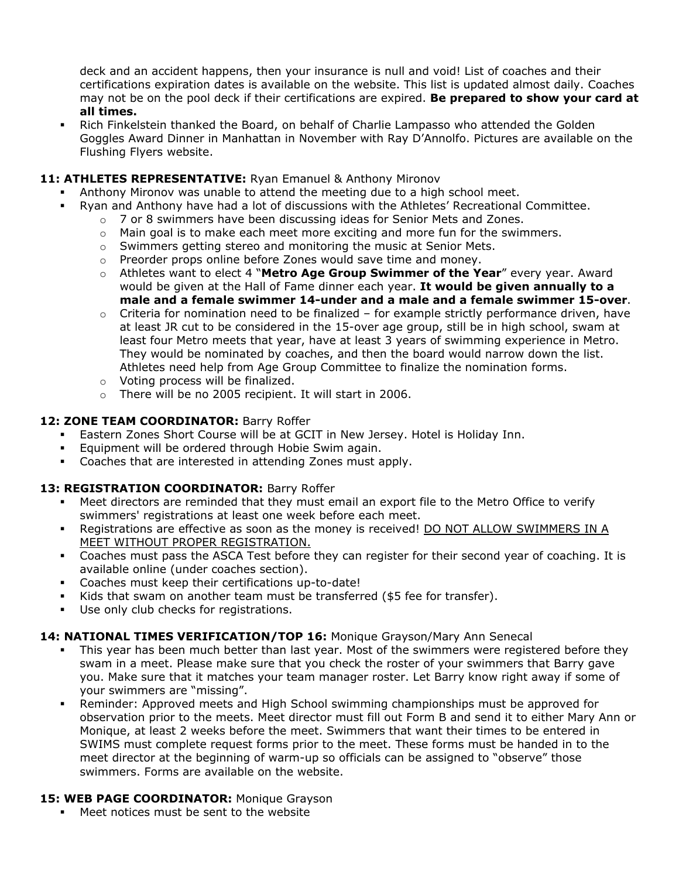deck and an accident happens, then your insurance is null and void! List of coaches and their certifications expiration dates is available on the website. This list is updated almost daily. Coaches may not be on the pool deck if their certifications are expired. **Be prepared to show your card at all times.**

- Rich Finkelstein thanked the Board, on behalf of Charlie Lampasso who attended the Golden Goggles Award Dinner in Manhattan in November with Ray D'Annolfo. Pictures are available on the Flushing Flyers website.

**11: ATHLETES REPRESENTATIVE:** Ryan Emanuel & Anthony Mironov

- Anthony Mironov was unable to attend the meeting due to a high school meet.
- Ryan and Anthony have had a lot of discussions with the Athletes' Recreational Committee.
  - 7 or 8 swimmers have been discussing ideas for Senior Mets and Zones.
  - Main goal is to make each meet more exciting and more fun for the swimmers.
  - Swimmers getting stereo and monitoring the music at Senior Mets.
  - Preorder props online before Zones would save time and money.
  - Athletes want to elect 4 "**Metro Age Group Swimmer of the Year**" every year. Award would be given at the Hall of Fame dinner each year. **It would be given annually to a male and a female swimmer 14-under and a male and a female swimmer 15-over**.
  - Criteria for nomination need to be finalized – for example strictly performance driven, have at least JR cut to be considered in the 15-over age group, still be in high school, swam at least four Metro meets that year, have at least 3 years of swimming experience in Metro. They would be nominated by coaches, and then the board would narrow down the list. Athletes need help from Age Group Committee to finalize the nomination forms.
  - Voting process will be finalized.
  - There will be no 2005 recipient. It will start in 2006.

**12: ZONE TEAM COORDINATOR:** Barry Roffer

- Eastern Zones Short Course will be at GCIT in New Jersey. Hotel is Holiday Inn.
- Equipment will be ordered through Hobie Swim again.
- Coaches that are interested in attending Zones must apply.

**13: REGISTRATION COORDINATOR:** Barry Roffer

- Meet directors are reminded that they must email an export file to the Metro Office to verify swimmers' registrations at least one week before each meet.
- Registrations are effective as soon as the money is received! <u>DO NOT ALLOW SWIMMERS IN A MEET WITHOUT PROPER REGISTRATION.</u>
- Coaches must pass the ASCA Test before they can register for their second year of coaching. It is available online (under coaches section).
- Coaches must keep their certifications up-to-date!
- Kids that swam on another team must be transferred ($5 fee for transfer).
- Use only club checks for registrations.

**14: NATIONAL TIMES VERIFICATION/TOP 16:** Monique Grayson/Mary Ann Senecal

- This year has been much better than last year. Most of the swimmers were registered before they swam in a meet. Please make sure that you check the roster of your swimmers that Barry gave you. Make sure that it matches your team manager roster. Let Barry know right away if some of your swimmers are "missing".
- Reminder: Approved meets and High School swimming championships must be approved for observation prior to the meets. Meet director must fill out Form B and send it to either Mary Ann or Monique, at least 2 weeks before the meet. Swimmers that want their times to be entered in SWIMS must complete request forms prior to the meet. These forms must be handed in to the meet director at the beginning of warm-up so officials can be assigned to "observe" those swimmers. Forms are available on the website.

**15: WEB PAGE COORDINATOR:** Monique Grayson

- Meet notices must be sent to the website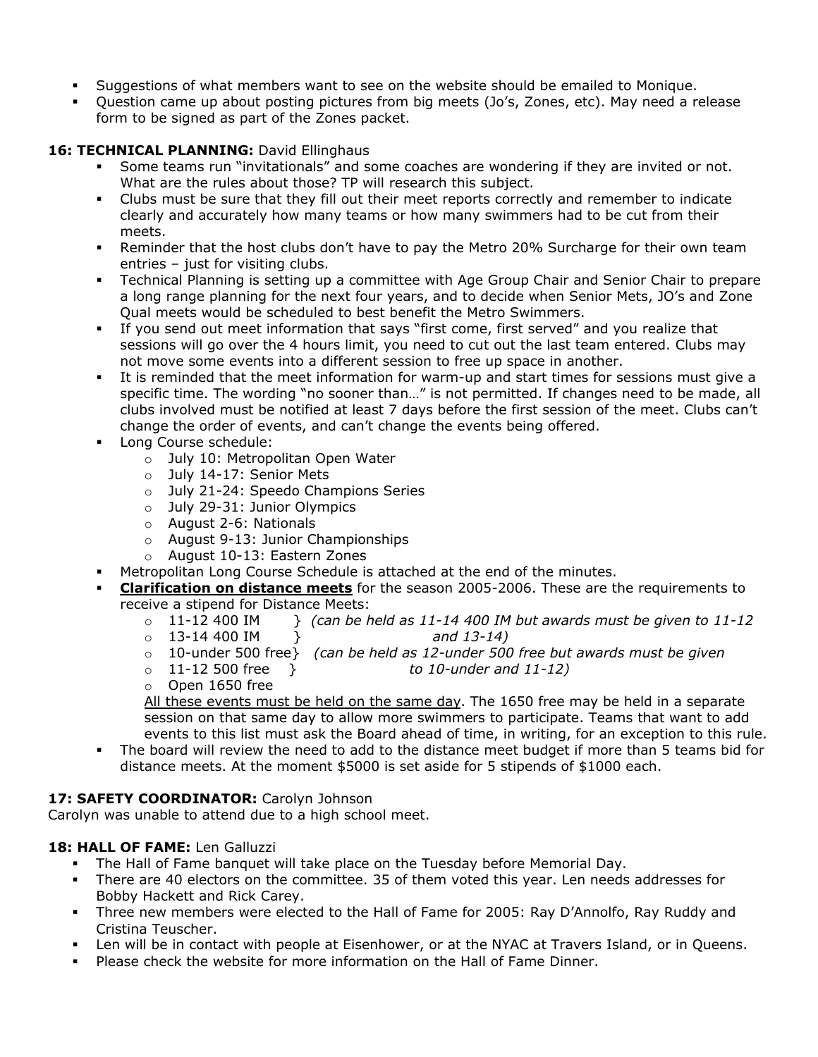- Suggestions of what members want to see on the website should be emailed to Monique.
- Question came up about posting pictures from big meets (Jo's, Zones, etc). May need a release form to be signed as part of the Zones packet.

**16: TECHNICAL PLANNING:** David Ellinghaus

- Some teams run "invitationals" and some coaches are wondering if they are invited or not. What are the rules about those? TP will research this subject.
- Clubs must be sure that they fill out their meet reports correctly and remember to indicate clearly and accurately how many teams or how many swimmers had to be cut from their meets.
- Reminder that the host clubs don't have to pay the Metro 20% Surcharge for their own team entries – just for visiting clubs.
- Technical Planning is setting up a committee with Age Group Chair and Senior Chair to prepare a long range planning for the next four years, and to decide when Senior Mets, JO's and Zone Qual meets would be scheduled to best benefit the Metro Swimmers.
- If you send out meet information that says "first come, first served" and you realize that sessions will go over the 4 hours limit, you need to cut out the last team entered. Clubs may not move some events into a different session to free up space in another.
- It is reminded that the meet information for warm-up and start times for sessions must give a specific time. The wording "no sooner than…" is not permitted. If changes need to be made, all clubs involved must be notified at least 7 days before the first session of the meet. Clubs can't change the order of events, and can't change the events being offered.
- Long Course schedule:
  - July 10: Metropolitan Open Water
  - July 14-17: Senior Mets
  - July 21-24: Speedo Champions Series
  - July 29-31: Junior Olympics
  - August 2-6: Nationals
  - August 9-13: Junior Championships
  - August 10-13: Eastern Zones
- Metropolitan Long Course Schedule is attached at the end of the minutes.
- **Clarification on distance meets** for the season 2005-2006. These are the requirements to receive a stipend for Distance Meets:
  - 11-12 400 IM } *(can be held as 11-14 400 IM but awards must be given to 11-12*
  - 13-14 400 IM } *and 13-14)*
  - 10-under 500 free} *(can be held as 12-under 500 free but awards must be given*
  - 11-12 500 free } *to 10-under and 11-12)*
  - Open 1650 free

  All these events must be held on the same day. The 1650 free may be held in a separate session on that same day to allow more swimmers to participate. Teams that want to add events to this list must ask the Board ahead of time, in writing, for an exception to this rule.
- The board will review the need to add to the distance meet budget if more than 5 teams bid for distance meets. At the moment $5000 is set aside for 5 stipends of $1000 each.

**17: SAFETY COORDINATOR:** Carolyn Johnson

Carolyn was unable to attend due to a high school meet.

**18: HALL OF FAME:** Len Galluzzi

- The Hall of Fame banquet will take place on the Tuesday before Memorial Day.
- There are 40 electors on the committee. 35 of them voted this year. Len needs addresses for Bobby Hackett and Rick Carey.
- Three new members were elected to the Hall of Fame for 2005: Ray D'Annolfo, Ray Ruddy and Cristina Teuscher.
- Len will be in contact with people at Eisenhower, or at the NYAC at Travers Island, or in Queens.
- Please check the website for more information on the Hall of Fame Dinner.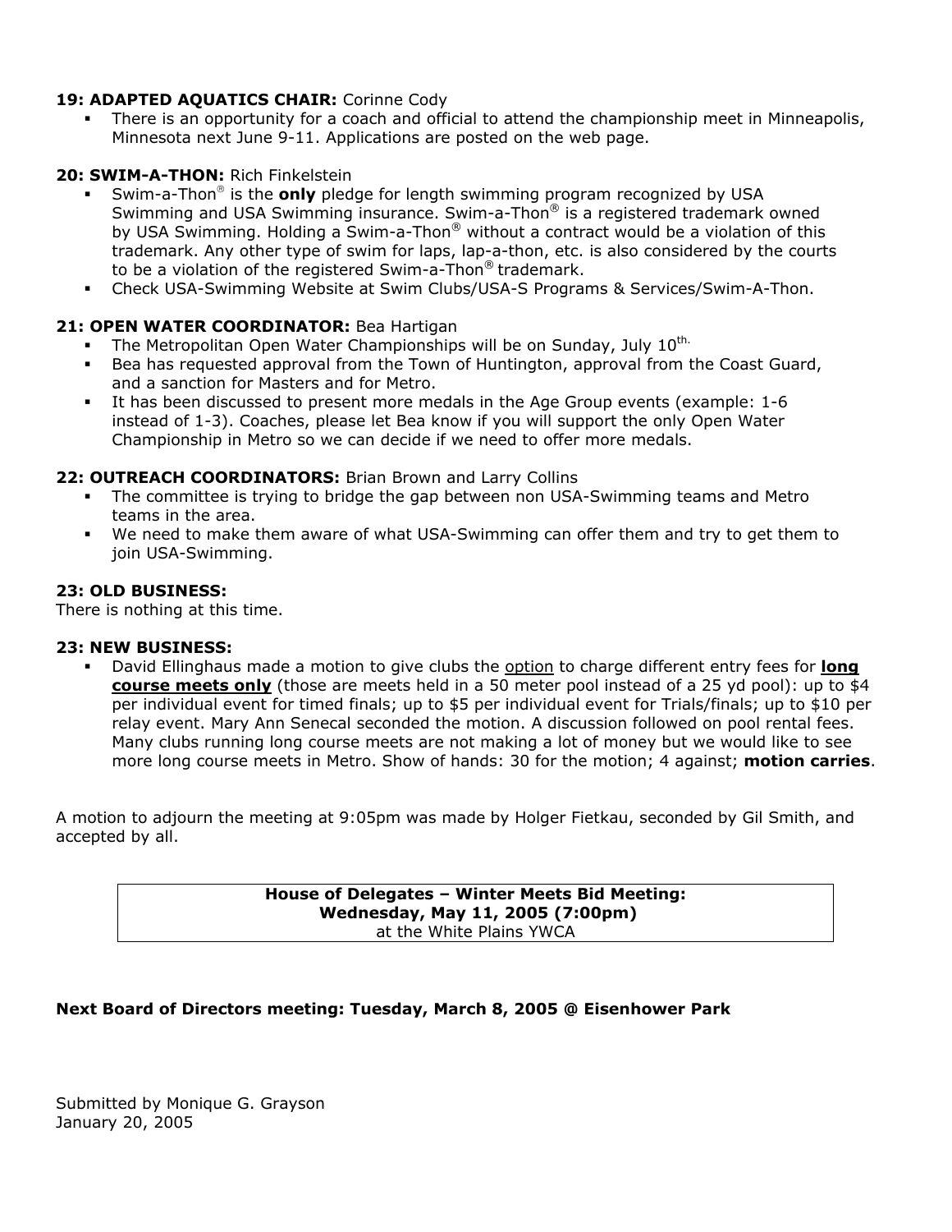**19: ADAPTED AQUATICS CHAIR:** Corinne Cody

- There is an opportunity for a coach and official to attend the championship meet in Minneapolis, Minnesota next June 9-11. Applications are posted on the web page.

**20: SWIM-A-THON:** Rich Finkelstein

- Swim-a-Thon® is the **only** pledge for length swimming program recognized by USA Swimming and USA Swimming insurance. Swim-a-Thon® is a registered trademark owned by USA Swimming. Holding a Swim-a-Thon® without a contract would be a violation of this trademark. Any other type of swim for laps, lap-a-thon, etc. is also considered by the courts to be a violation of the registered Swim-a-Thon® trademark.
- Check USA-Swimming Website at Swim Clubs/USA-S Programs & Services/Swim-A-Thon.

**21: OPEN WATER COORDINATOR:** Bea Hartigan

- The Metropolitan Open Water Championships will be on Sunday, July 10th.
- Bea has requested approval from the Town of Huntington, approval from the Coast Guard, and a sanction for Masters and for Metro.
- It has been discussed to present more medals in the Age Group events (example: 1-6 instead of 1-3). Coaches, please let Bea know if you will support the only Open Water Championship in Metro so we can decide if we need to offer more medals.

**22: OUTREACH COORDINATORS:** Brian Brown and Larry Collins

- The committee is trying to bridge the gap between non USA-Swimming teams and Metro teams in the area.
- We need to make them aware of what USA-Swimming can offer them and try to get them to join USA-Swimming.

**23: OLD BUSINESS:**

There is nothing at this time.

**23: NEW BUSINESS:**

- David Ellinghaus made a motion to give clubs the <u>option</u> to charge different entry fees for **<u>long course meets only</u>** (those are meets held in a 50 meter pool instead of a 25 yd pool): up to $4 per individual event for timed finals; up to $5 per individual event for Trials/finals; up to $10 per relay event. Mary Ann Senecal seconded the motion. A discussion followed on pool rental fees. Many clubs running long course meets are not making a lot of money but we would like to see more long course meets in Metro. Show of hands: 30 for the motion; 4 against; **motion carries**.

A motion to adjourn the meeting at 9:05pm was made by Holger Fietkau, seconded by Gil Smith, and accepted by all.

**House of Delegates – Winter Meets Bid Meeting:**
**Wednesday, May 11, 2005 (7:00pm)**
at the White Plains YWCA

**Next Board of Directors meeting: Tuesday, March 8, 2005 @ Eisenhower Park**

Submitted by Monique G. Grayson
January 20, 2005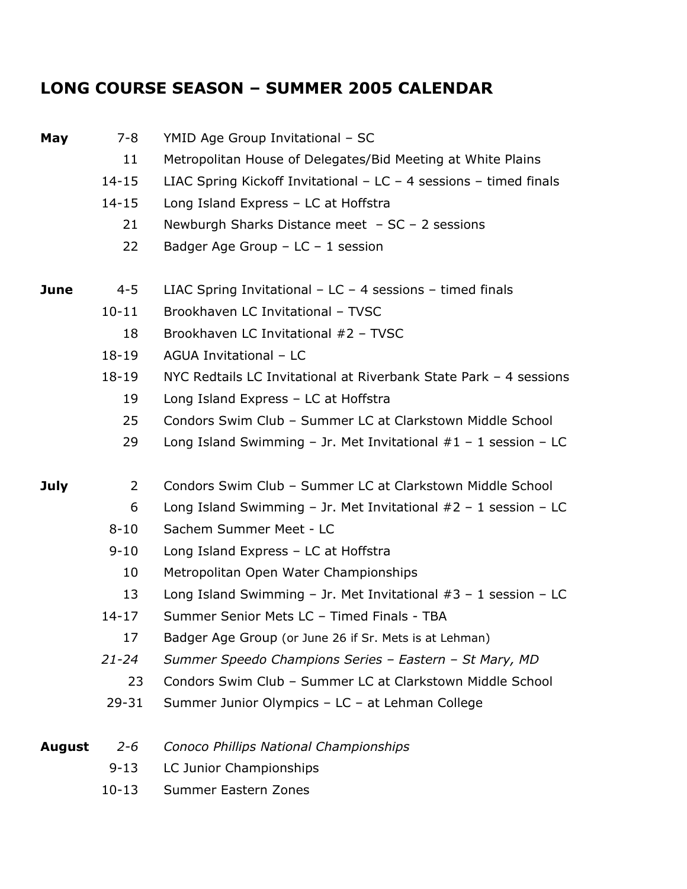## LONG COURSE SEASON – SUMMER 2005 CALENDAR

| | | |
|---|---|---|
| **May** | 7-8 | YMID Age Group Invitational – SC |
| | 11 | Metropolitan House of Delegates/Bid Meeting at White Plains |
| | 14-15 | LIAC Spring Kickoff Invitational – LC – 4 sessions – timed finals |
| | 14-15 | Long Island Express – LC at Hoffstra |
| | 21 | Newburgh Sharks Distance meet – SC – 2 sessions |
| | 22 | Badger Age Group – LC – 1 session |
| **June** | 4-5 | LIAC Spring Invitational – LC – 4 sessions – timed finals |
| | 10-11 | Brookhaven LC Invitational – TVSC |
| | 18 | Brookhaven LC Invitational #2 – TVSC |
| | 18-19 | AGUA Invitational – LC |
| | 18-19 | NYC Redtails LC Invitational at Riverbank State Park – 4 sessions |
| | 19 | Long Island Express – LC at Hoffstra |
| | 25 | Condors Swim Club – Summer LC at Clarkstown Middle School |
| | 29 | Long Island Swimming – Jr. Met Invitational #1 – 1 session – LC |
| **July** | 2 | Condors Swim Club – Summer LC at Clarkstown Middle School |
| | 6 | Long Island Swimming – Jr. Met Invitational #2 – 1 session – LC |
| | 8-10 | Sachem Summer Meet - LC |
| | 9-10 | Long Island Express – LC at Hoffstra |
| | 10 | Metropolitan Open Water Championships |
| | 13 | Long Island Swimming – Jr. Met Invitational #3 – 1 session – LC |
| | 14-17 | Summer Senior Mets LC – Timed Finals - TBA |
| | 17 | Badger Age Group (or June 26 if Sr. Mets is at Lehman) |
| | *21-24* | *Summer Speedo Champions Series – Eastern – St Mary, MD* |
| | 23 | Condors Swim Club – Summer LC at Clarkstown Middle School |
| | 29-31 | Summer Junior Olympics – LC – at Lehman College |
| **August** | *2-6* | *Conoco Phillips National Championships* |
| | 9-13 | LC Junior Championships |
| | 10-13 | Summer Eastern Zones |